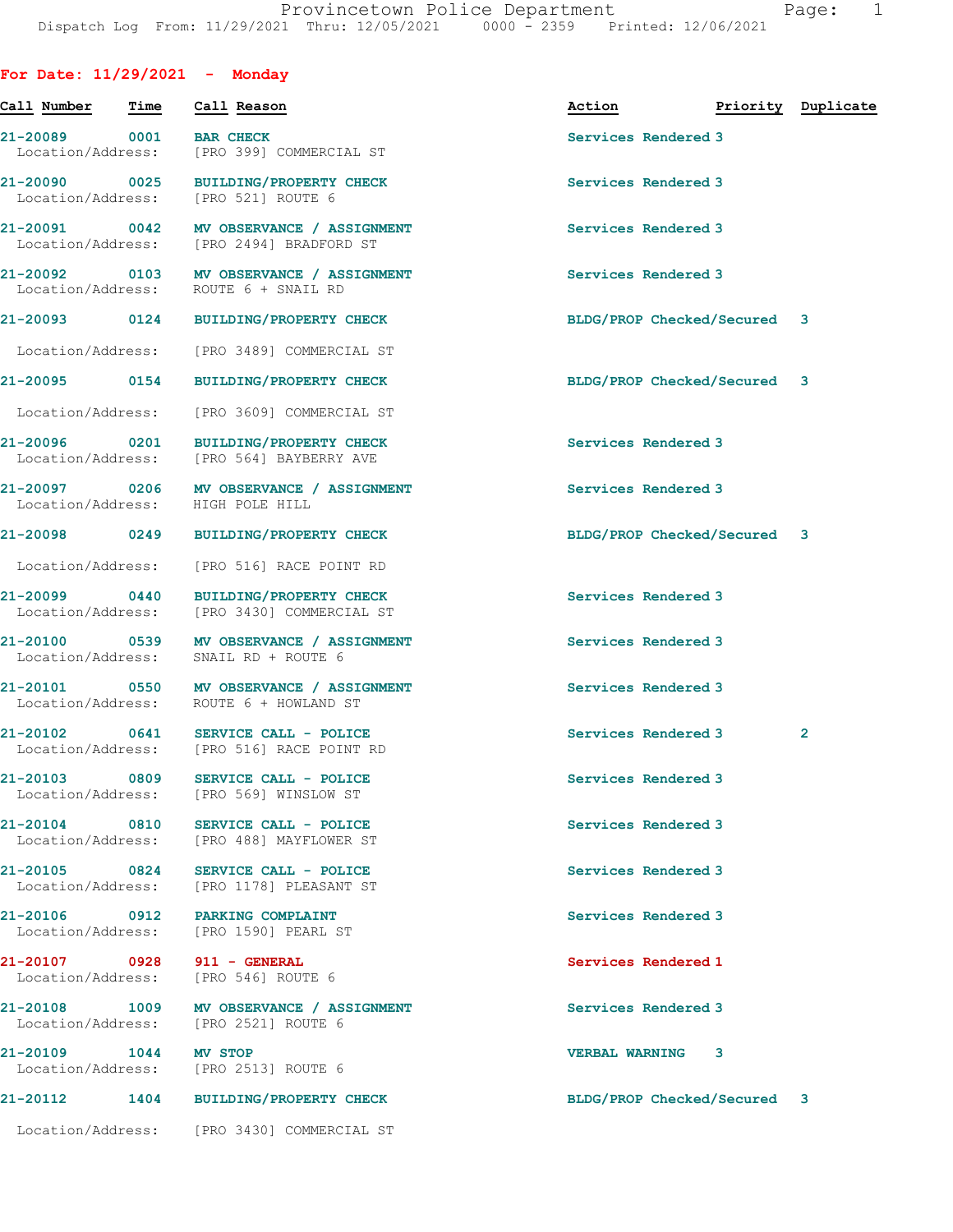Provincetown Police Department
Dispatch Log From: 11/29/2021 Thru: 12/05/2021 0000 - 2359 Printed: 12/06/2021

## For Date: 11/29/2021 - Monday

| Call Number | Time | Call Reason | Action | Priority | Duplicate |
|---|---|---|---|---|---|
| 21-20089 | 0001 | BAR CHECK | Services Rendered | 3 | |
| Location/Address: | | [PRO 399] COMMERCIAL ST | | | |
| 21-20090 | 0025 | BUILDING/PROPERTY CHECK | Services Rendered | 3 | |
| Location/Address: | | [PRO 521] ROUTE 6 | | | |
| 21-20091 | 0042 | MV OBSERVANCE / ASSIGNMENT | Services Rendered | 3 | |
| Location/Address: | | [PRO 2494] BRADFORD ST | | | |
| 21-20092 | 0103 | MV OBSERVANCE / ASSIGNMENT | Services Rendered | 3 | |
| Location/Address: | | ROUTE 6 + SNAIL RD | | | |
| 21-20093 | 0124 | BUILDING/PROPERTY CHECK | BLDG/PROP Checked/Secured | 3 | |
| Location/Address: | | [PRO 3489] COMMERCIAL ST | | | |
| 21-20095 | 0154 | BUILDING/PROPERTY CHECK | BLDG/PROP Checked/Secured | 3 | |
| Location/Address: | | [PRO 3609] COMMERCIAL ST | | | |
| 21-20096 | 0201 | BUILDING/PROPERTY CHECK | Services Rendered | 3 | |
| Location/Address: | | [PRO 564] BAYBERRY AVE | | | |
| 21-20097 | 0206 | MV OBSERVANCE / ASSIGNMENT | Services Rendered | 3 | |
| Location/Address: | | HIGH POLE HILL | | | |
| 21-20098 | 0249 | BUILDING/PROPERTY CHECK | BLDG/PROP Checked/Secured | 3 | |
| Location/Address: | | [PRO 516] RACE POINT RD | | | |
| 21-20099 | 0440 | BUILDING/PROPERTY CHECK | Services Rendered | 3 | |
| Location/Address: | | [PRO 3430] COMMERCIAL ST | | | |
| 21-20100 | 0539 | MV OBSERVANCE / ASSIGNMENT | Services Rendered | 3 | |
| Location/Address: | | SNAIL RD + ROUTE 6 | | | |
| 21-20101 | 0550 | MV OBSERVANCE / ASSIGNMENT | Services Rendered | 3 | |
| Location/Address: | | ROUTE 6 + HOWLAND ST | | | |
| 21-20102 | 0641 | SERVICE CALL - POLICE | Services Rendered | 3 | 2 |
| Location/Address: | | [PRO 516] RACE POINT RD | | | |
| 21-20103 | 0809 | SERVICE CALL - POLICE | Services Rendered | 3 | |
| Location/Address: | | [PRO 569] WINSLOW ST | | | |
| 21-20104 | 0810 | SERVICE CALL - POLICE | Services Rendered | 3 | |
| Location/Address: | | [PRO 488] MAYFLOWER ST | | | |
| 21-20105 | 0824 | SERVICE CALL - POLICE | Services Rendered | 3 | |
| Location/Address: | | [PRO 1178] PLEASANT ST | | | |
| 21-20106 | 0912 | PARKING COMPLAINT | Services Rendered | 3 | |
| Location/Address: | | [PRO 1590] PEARL ST | | | |
| 21-20107 | 0928 | 911 - GENERAL | Services Rendered | 1 | |
| Location/Address: | | [PRO 546] ROUTE 6 | | | |
| 21-20108 | 1009 | MV OBSERVANCE / ASSIGNMENT | Services Rendered | 3 | |
| Location/Address: | | [PRO 2521] ROUTE 6 | | | |
| 21-20109 | 1044 | MV STOP | VERBAL WARNING | 3 | |
| Location/Address: | | [PRO 2513] ROUTE 6 | | | |
| 21-20112 | 1404 | BUILDING/PROPERTY CHECK | BLDG/PROP Checked/Secured | 3 | |
| Location/Address: | | [PRO 3430] COMMERCIAL ST | | | |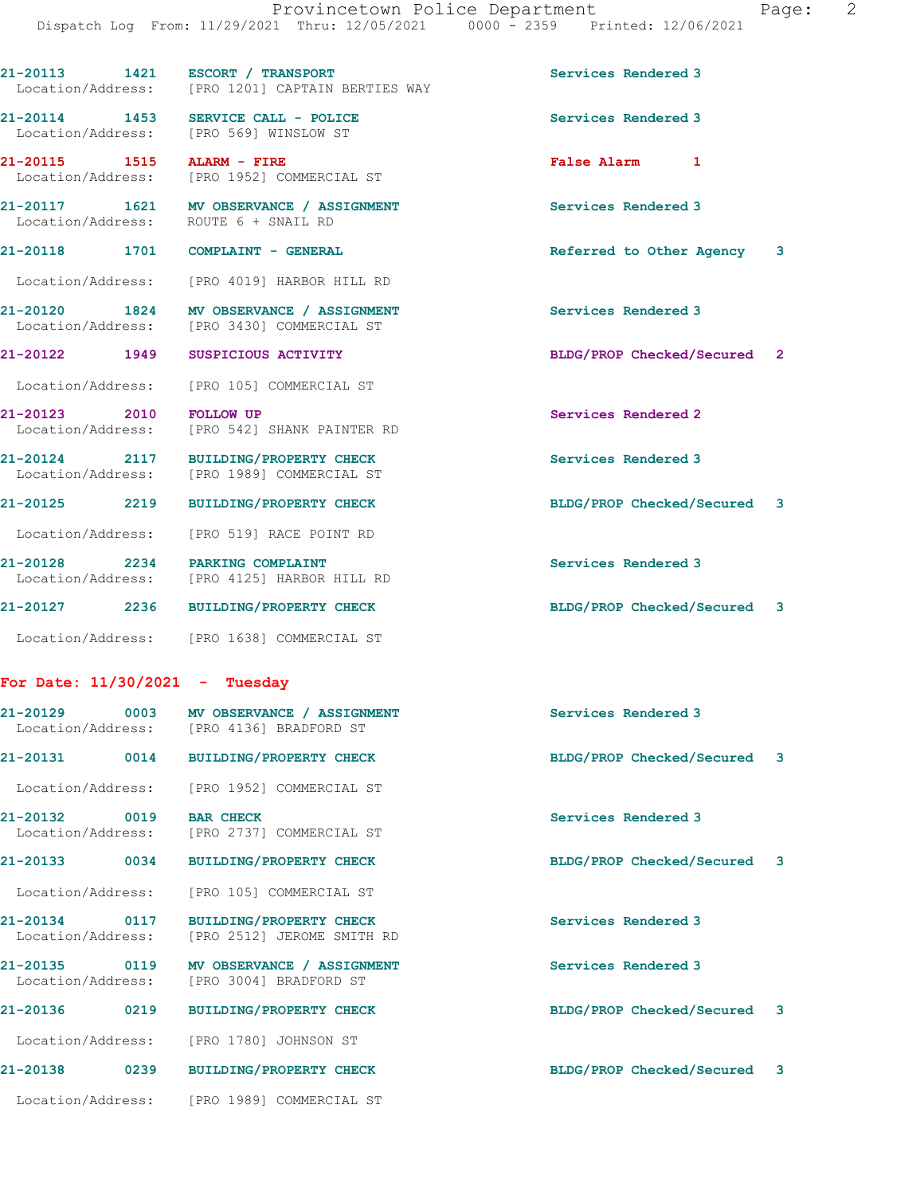21-20113 1421 **ESCORT / TRANSPORT** Services Rendered 3
Location/Address: [PRO 1201] CAPTAIN BERTIES WAY

21-20114 1453 **SERVICE CALL - POLICE** Services Rendered 3
Location/Address: [PRO 569] WINSLOW ST

21-20115 1515 **ALARM - FIRE** False Alarm 1
Location/Address: [PRO 1952] COMMERCIAL ST

21-20117 1621 **MV OBSERVANCE / ASSIGNMENT** Services Rendered 3
Location/Address: ROUTE 6 + SNAIL RD

21-20118 1701 **COMPLAINT - GENERAL** Referred to Other Agency 3
Location/Address: [PRO 4019] HARBOR HILL RD

21-20120 1824 **MV OBSERVANCE / ASSIGNMENT** Services Rendered 3
Location/Address: [PRO 3430] COMMERCIAL ST

21-20122 1949 **SUSPICIOUS ACTIVITY** BLDG/PROP Checked/Secured 2
Location/Address: [PRO 105] COMMERCIAL ST

21-20123 2010 **FOLLOW UP** Services Rendered 2
Location/Address: [PRO 542] SHANK PAINTER RD

21-20124 2117 **BUILDING/PROPERTY CHECK** Services Rendered 3
Location/Address: [PRO 1989] COMMERCIAL ST

21-20125 2219 **BUILDING/PROPERTY CHECK** BLDG/PROP Checked/Secured 3
Location/Address: [PRO 519] RACE POINT RD

21-20128 2234 **PARKING COMPLAINT** Services Rendered 3
Location/Address: [PRO 4125] HARBOR HILL RD

21-20127 2236 **BUILDING/PROPERTY CHECK** BLDG/PROP Checked/Secured 3
Location/Address: [PRO 1638] COMMERCIAL ST

## For Date: 11/30/2021 - Tuesday

21-20129 0003 **MV OBSERVANCE / ASSIGNMENT** Services Rendered 3
Location/Address: [PRO 4136] BRADFORD ST

21-20131 0014 **BUILDING/PROPERTY CHECK** BLDG/PROP Checked/Secured 3
Location/Address: [PRO 1952] COMMERCIAL ST

21-20132 0019 **BAR CHECK** Services Rendered 3
Location/Address: [PRO 2737] COMMERCIAL ST

21-20133 0034 **BUILDING/PROPERTY CHECK** BLDG/PROP Checked/Secured 3
Location/Address: [PRO 105] COMMERCIAL ST

21-20134 0117 **BUILDING/PROPERTY CHECK** Services Rendered 3
Location/Address: [PRO 2512] JEROME SMITH RD

21-20135 0119 **MV OBSERVANCE / ASSIGNMENT** Services Rendered 3
Location/Address: [PRO 3004] BRADFORD ST

21-20136 0219 **BUILDING/PROPERTY CHECK** BLDG/PROP Checked/Secured 3
Location/Address: [PRO 1780] JOHNSON ST

21-20138 0239 **BUILDING/PROPERTY CHECK** BLDG/PROP Checked/Secured 3
Location/Address: [PRO 1989] COMMERCIAL ST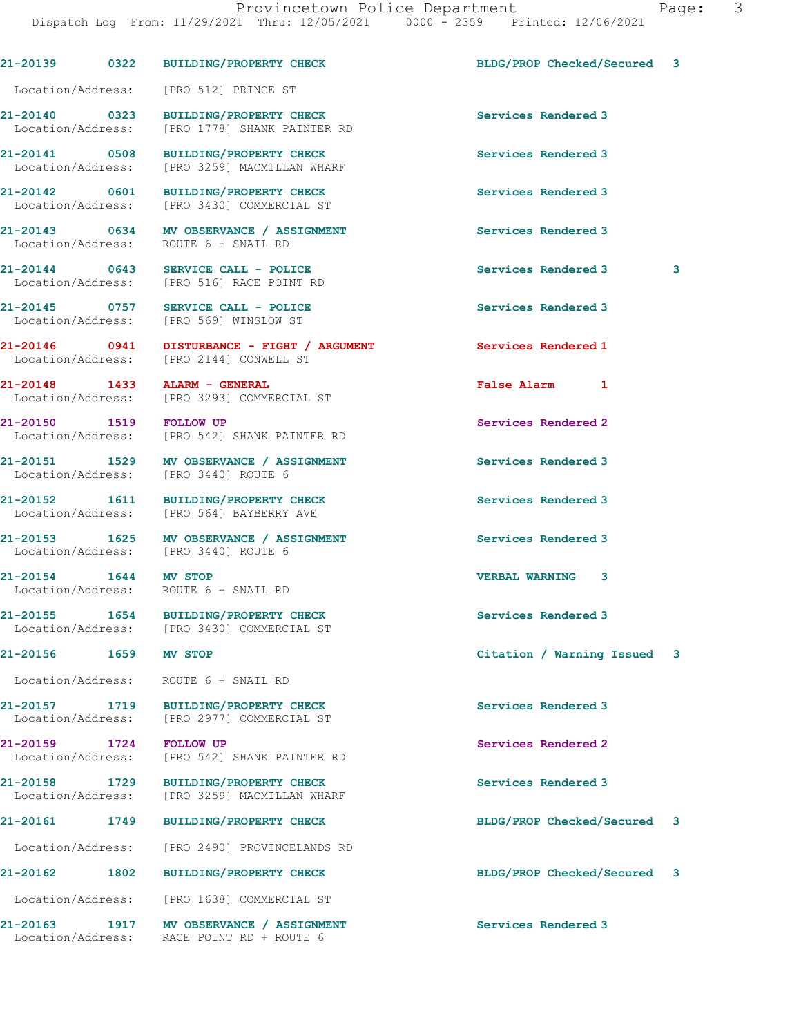21-20139 0322 BUILDING/PROPERTY CHECK BLDG/PROP Checked/Secured 3

Location/Address: [PRO 512] PRINCE ST

21-20140 0323 BUILDING/PROPERTY CHECK Services Rendered 3
Location/Address: [PRO 1778] SHANK PAINTER RD

21-20141 0508 BUILDING/PROPERTY CHECK Services Rendered 3
Location/Address: [PRO 3259] MACMILLAN WHARF

21-20142 0601 BUILDING/PROPERTY CHECK Services Rendered 3
Location/Address: [PRO 3430] COMMERCIAL ST

21-20143 0634 MV OBSERVANCE / ASSIGNMENT Services Rendered 3
Location/Address: ROUTE 6 + SNAIL RD

21-20144 0643 SERVICE CALL - POLICE Services Rendered 3 3
Location/Address: [PRO 516] RACE POINT RD

21-20145 0757 SERVICE CALL - POLICE Services Rendered 3
Location/Address: [PRO 569] WINSLOW ST

21-20146 0941 DISTURBANCE - FIGHT / ARGUMENT Services Rendered 1
Location/Address: [PRO 2144] CONWELL ST

21-20148 1433 ALARM - GENERAL False Alarm 1
Location/Address: [PRO 3293] COMMERCIAL ST

21-20150 1519 FOLLOW UP Services Rendered 2
Location/Address: [PRO 542] SHANK PAINTER RD

21-20151 1529 MV OBSERVANCE / ASSIGNMENT Services Rendered 3
Location/Address: [PRO 3440] ROUTE 6

21-20152 1611 BUILDING/PROPERTY CHECK Services Rendered 3
Location/Address: [PRO 564] BAYBERRY AVE

21-20153 1625 MV OBSERVANCE / ASSIGNMENT Services Rendered 3
Location/Address: [PRO 3440] ROUTE 6

21-20154 1644 MV STOP VERBAL WARNING 3
Location/Address: ROUTE 6 + SNAIL RD

21-20155 1654 BUILDING/PROPERTY CHECK Services Rendered 3
Location/Address: [PRO 3430] COMMERCIAL ST

21-20156 1659 MV STOP Citation / Warning Issued 3

Location/Address: ROUTE 6 + SNAIL RD

21-20157 1719 BUILDING/PROPERTY CHECK Services Rendered 3
Location/Address: [PRO 2977] COMMERCIAL ST

21-20159 1724 FOLLOW UP Services Rendered 2
Location/Address: [PRO 542] SHANK PAINTER RD

21-20158 1729 BUILDING/PROPERTY CHECK Services Rendered 3
Location/Address: [PRO 3259] MACMILLAN WHARF

21-20161 1749 BUILDING/PROPERTY CHECK BLDG/PROP Checked/Secured 3

Location/Address: [PRO 2490] PROVINCELANDS RD

21-20162 1802 BUILDING/PROPERTY CHECK BLDG/PROP Checked/Secured 3

Location/Address: [PRO 1638] COMMERCIAL ST

21-20163 1917 MV OBSERVANCE / ASSIGNMENT Services Rendered 3
Location/Address: RACE POINT RD + ROUTE 6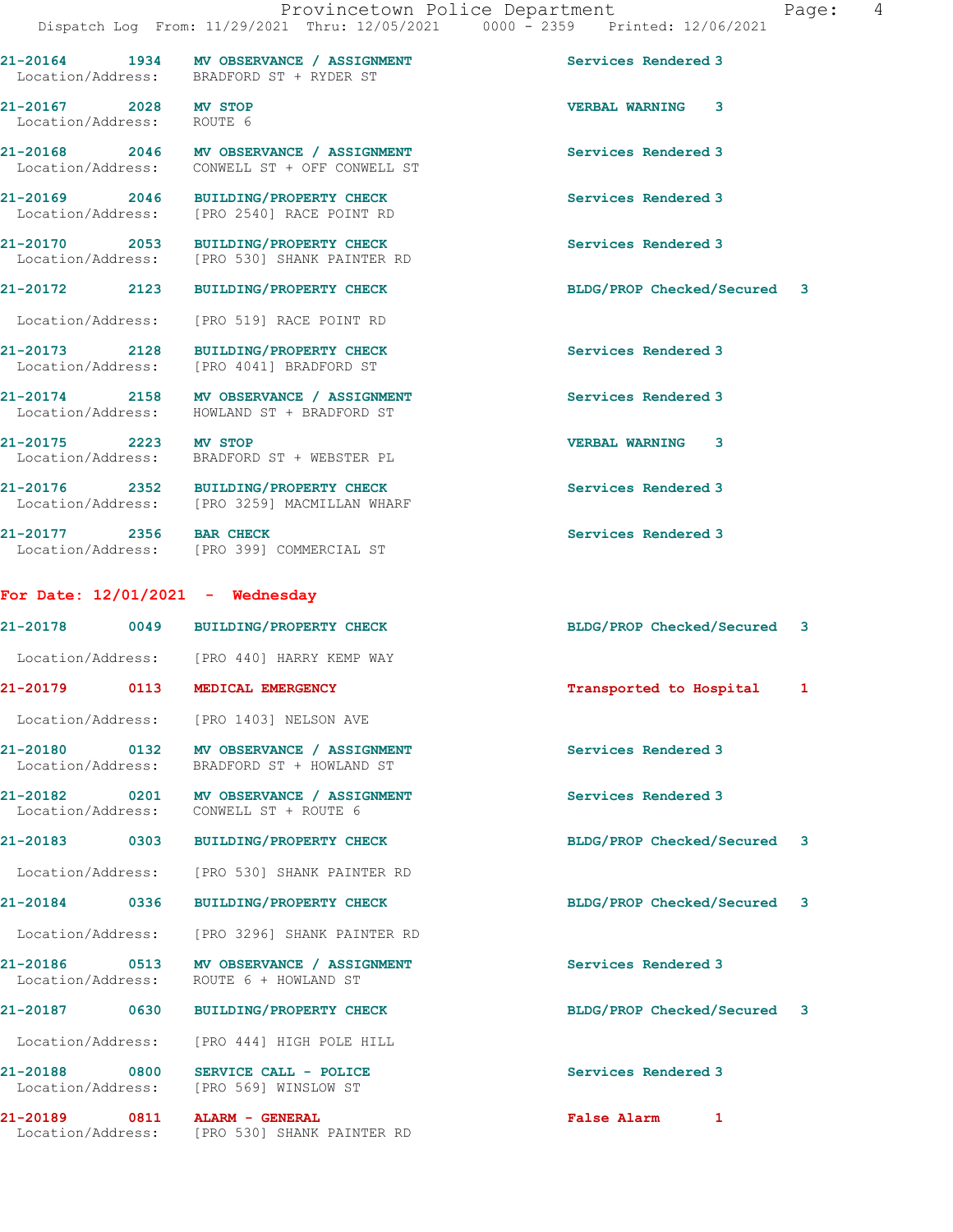21-20164 1934 MV OBSERVANCE / ASSIGNMENT Services Rendered 3
Location/Address: BRADFORD ST + RYDER ST

21-20167 2028 MV STOP VERBAL WARNING 3
Location/Address: ROUTE 6

21-20168 2046 MV OBSERVANCE / ASSIGNMENT Services Rendered 3
Location/Address: CONWELL ST + OFF CONWELL ST

21-20169 2046 BUILDING/PROPERTY CHECK Services Rendered 3
Location/Address: [PRO 2540] RACE POINT RD

21-20170 2053 BUILDING/PROPERTY CHECK Services Rendered 3
Location/Address: [PRO 530] SHANK PAINTER RD

21-20172 2123 BUILDING/PROPERTY CHECK BLDG/PROP Checked/Secured 3
Location/Address: [PRO 519] RACE POINT RD

21-20173 2128 BUILDING/PROPERTY CHECK Services Rendered 3
Location/Address: [PRO 4041] BRADFORD ST

21-20174 2158 MV OBSERVANCE / ASSIGNMENT Services Rendered 3
Location/Address: HOWLAND ST + BRADFORD ST

21-20175 2223 MV STOP VERBAL WARNING 3
Location/Address: BRADFORD ST + WEBSTER PL

21-20176 2352 BUILDING/PROPERTY CHECK Services Rendered 3
Location/Address: [PRO 3259] MACMILLAN WHARF

21-20177 2356 BAR CHECK Services Rendered 3
Location/Address: [PRO 399] COMMERCIAL ST

**For Date: 12/01/2021 - Wednesday**

21-20178 0049 BUILDING/PROPERTY CHECK BLDG/PROP Checked/Secured 3
Location/Address: [PRO 440] HARRY KEMP WAY

21-20179 0113 MEDICAL EMERGENCY Transported to Hospital 1
Location/Address: [PRO 1403] NELSON AVE

21-20180 0132 MV OBSERVANCE / ASSIGNMENT Services Rendered 3
Location/Address: BRADFORD ST + HOWLAND ST

21-20182 0201 MV OBSERVANCE / ASSIGNMENT Services Rendered 3
Location/Address: CONWELL ST + ROUTE 6

21-20183 0303 BUILDING/PROPERTY CHECK BLDG/PROP Checked/Secured 3
Location/Address: [PRO 530] SHANK PAINTER RD

21-20184 0336 BUILDING/PROPERTY CHECK BLDG/PROP Checked/Secured 3
Location/Address: [PRO 3296] SHANK PAINTER RD

21-20186 0513 MV OBSERVANCE / ASSIGNMENT Services Rendered 3
Location/Address: ROUTE 6 + HOWLAND ST

21-20187 0630 BUILDING/PROPERTY CHECK BLDG/PROP Checked/Secured 3
Location/Address: [PRO 444] HIGH POLE HILL

21-20188 0800 SERVICE CALL - POLICE Services Rendered 3
Location/Address: [PRO 569] WINSLOW ST

21-20189 0811 ALARM - GENERAL False Alarm 1
Location/Address: [PRO 530] SHANK PAINTER RD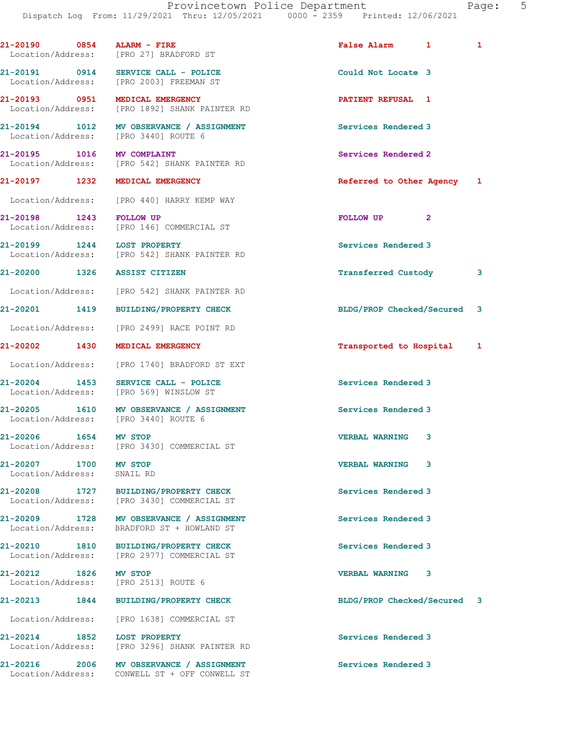| Call # | Time | Call Type | Disposition | Priority |
|---|---|---|---|---|
| 21-20190 | 0854 | ALARM - FIRE | False Alarm 1 | 1 |
| Location/Address: | | [PRO 27] BRADFORD ST | | |
| 21-20191 | 0914 | SERVICE CALL - POLICE | Could Not Locate | 3 |
| Location/Address: | | [PRO 2003] FREEMAN ST | | |
| 21-20193 | 0951 | MEDICAL EMERGENCY | PATIENT REFUSAL | 1 |
| Location/Address: | | [PRO 1892] SHANK PAINTER RD | | |
| 21-20194 | 1012 | MV OBSERVANCE / ASSIGNMENT | Services Rendered | 3 |
| Location/Address: | | [PRO 3440] ROUTE 6 | | |
| 21-20195 | 1016 | MV COMPLAINT | Services Rendered | 2 |
| Location/Address: | | [PRO 542] SHANK PAINTER RD | | |
| 21-20197 | 1232 | MEDICAL EMERGENCY | Referred to Other Agency | 1 |
| Location/Address: | | [PRO 440] HARRY KEMP WAY | | |
| 21-20198 | 1243 | FOLLOW UP | FOLLOW UP | 2 |
| Location/Address: | | [PRO 146] COMMERCIAL ST | | |
| 21-20199 | 1244 | LOST PROPERTY | Services Rendered | 3 |
| Location/Address: | | [PRO 542] SHANK PAINTER RD | | |
| 21-20200 | 1326 | ASSIST CITIZEN | Transferred Custody | 3 |
| Location/Address: | | [PRO 542] SHANK PAINTER RD | | |
| 21-20201 | 1419 | BUILDING/PROPERTY CHECK | BLDG/PROP Checked/Secured | 3 |
| Location/Address: | | [PRO 2499] RACE POINT RD | | |
| 21-20202 | 1430 | MEDICAL EMERGENCY | Transported to Hospital | 1 |
| Location/Address: | | [PRO 1740] BRADFORD ST EXT | | |
| 21-20204 | 1453 | SERVICE CALL - POLICE | Services Rendered | 3 |
| Location/Address: | | [PRO 569] WINSLOW ST | | |
| 21-20205 | 1610 | MV OBSERVANCE / ASSIGNMENT | Services Rendered | 3 |
| Location/Address: | | [PRO 3440] ROUTE 6 | | |
| 21-20206 | 1654 | MV STOP | VERBAL WARNING | 3 |
| Location/Address: | | [PRO 3430] COMMERCIAL ST | | |
| 21-20207 | 1700 | MV STOP | VERBAL WARNING | 3 |
| Location/Address: | | SNAIL RD | | |
| 21-20208 | 1727 | BUILDING/PROPERTY CHECK | Services Rendered | 3 |
| Location/Address: | | [PRO 3430] COMMERCIAL ST | | |
| 21-20209 | 1728 | MV OBSERVANCE / ASSIGNMENT | Services Rendered | 3 |
| Location/Address: | | BRADFORD ST + HOWLAND ST | | |
| 21-20210 | 1810 | BUILDING/PROPERTY CHECK | Services Rendered | 3 |
| Location/Address: | | [PRO 2977] COMMERCIAL ST | | |
| 21-20212 | 1826 | MV STOP | VERBAL WARNING | 3 |
| Location/Address: | | [PRO 2513] ROUTE 6 | | |
| 21-20213 | 1844 | BUILDING/PROPERTY CHECK | BLDG/PROP Checked/Secured | 3 |
| Location/Address: | | [PRO 1638] COMMERCIAL ST | | |
| 21-20214 | 1852 | LOST PROPERTY | Services Rendered | 3 |
| Location/Address: | | [PRO 3296] SHANK PAINTER RD | | |
| 21-20216 | 2006 | MV OBSERVANCE / ASSIGNMENT | Services Rendered | 3 |
| Location/Address: | | CONWELL ST + OFF CONWELL ST | | |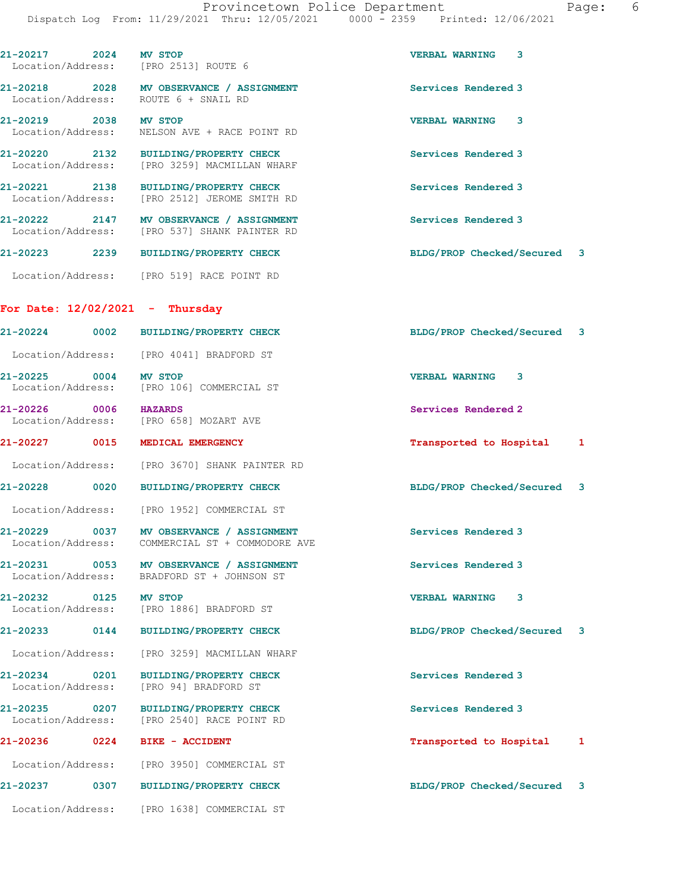21-20217 2024 **MV STOP** VERBAL WARNING 3
Location/Address: [PRO 2513] ROUTE 6

21-20218 2028 **MV OBSERVANCE / ASSIGNMENT** Services Rendered 3
Location/Address: ROUTE 6 + SNAIL RD

21-20219 2038 **MV STOP** VERBAL WARNING 3
Location/Address: NELSON AVE + RACE POINT RD

21-20220 2132 **BUILDING/PROPERTY CHECK** Services Rendered 3
Location/Address: [PRO 3259] MACMILLAN WHARF

21-20221 2138 **BUILDING/PROPERTY CHECK** Services Rendered 3
Location/Address: [PRO 2512] JEROME SMITH RD

21-20222 2147 **MV OBSERVANCE / ASSIGNMENT** Services Rendered 3
Location/Address: [PRO 537] SHANK PAINTER RD

21-20223 2239 **BUILDING/PROPERTY CHECK** BLDG/PROP Checked/Secured 3
Location/Address: [PRO 519] RACE POINT RD

## For Date: 12/02/2021 - Thursday

21-20224 0002 **BUILDING/PROPERTY CHECK** BLDG/PROP Checked/Secured 3
Location/Address: [PRO 4041] BRADFORD ST

21-20225 0004 **MV STOP** VERBAL WARNING 3
Location/Address: [PRO 106] COMMERCIAL ST

21-20226 0006 **HAZARDS** Services Rendered 2
Location/Address: [PRO 658] MOZART AVE

21-20227 0015 **MEDICAL EMERGENCY** Transported to Hospital 1
Location/Address: [PRO 3670] SHANK PAINTER RD

21-20228 0020 **BUILDING/PROPERTY CHECK** BLDG/PROP Checked/Secured 3
Location/Address: [PRO 1952] COMMERCIAL ST

21-20229 0037 **MV OBSERVANCE / ASSIGNMENT** Services Rendered 3
Location/Address: COMMERCIAL ST + COMMODORE AVE

21-20231 0053 **MV OBSERVANCE / ASSIGNMENT** Services Rendered 3
Location/Address: BRADFORD ST + JOHNSON ST

21-20232 0125 **MV STOP** VERBAL WARNING 3
Location/Address: [PRO 1886] BRADFORD ST

21-20233 0144 **BUILDING/PROPERTY CHECK** BLDG/PROP Checked/Secured 3
Location/Address: [PRO 3259] MACMILLAN WHARF

21-20234 0201 **BUILDING/PROPERTY CHECK** Services Rendered 3
Location/Address: [PRO 94] BRADFORD ST

21-20235 0207 **BUILDING/PROPERTY CHECK** Services Rendered 3
Location/Address: [PRO 2540] RACE POINT RD

21-20236 0224 **BIKE - ACCIDENT** Transported to Hospital 1
Location/Address: [PRO 3950] COMMERCIAL ST

21-20237 0307 **BUILDING/PROPERTY CHECK** BLDG/PROP Checked/Secured 3
Location/Address: [PRO 1638] COMMERCIAL ST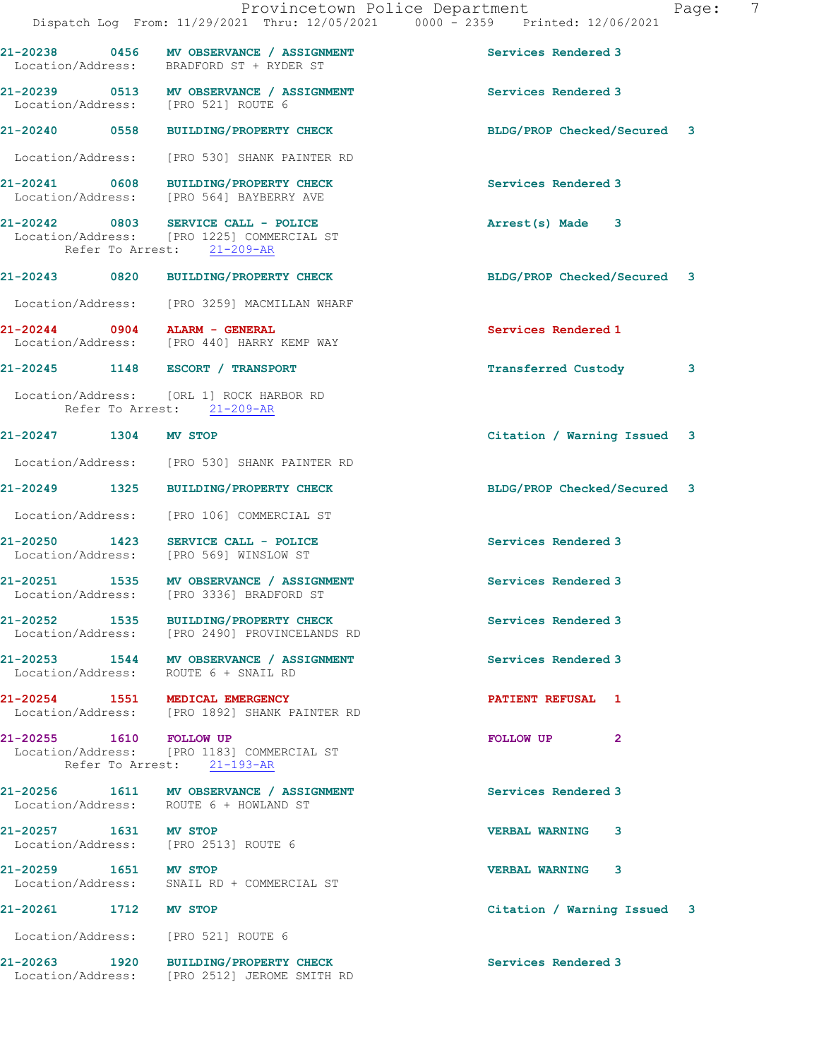21-20238 0456 MV OBSERVANCE / ASSIGNMENT Services Rendered 3
Location/Address: BRADFORD ST + RYDER ST

21-20239 0513 MV OBSERVANCE / ASSIGNMENT Services Rendered 3
Location/Address: [PRO 521] ROUTE 6

21-20240 0558 BUILDING/PROPERTY CHECK BLDG/PROP Checked/Secured 3
Location/Address: [PRO 530] SHANK PAINTER RD

21-20241 0608 BUILDING/PROPERTY CHECK Services Rendered 3
Location/Address: [PRO 564] BAYBERRY AVE

21-20242 0803 SERVICE CALL - POLICE Arrest(s) Made 3
Location/Address: [PRO 1225] COMMERCIAL ST
Refer To Arrest: 21-209-AR

21-20243 0820 BUILDING/PROPERTY CHECK BLDG/PROP Checked/Secured 3
Location/Address: [PRO 3259] MACMILLAN WHARF

21-20244 0904 ALARM - GENERAL Services Rendered 1
Location/Address: [PRO 440] HARRY KEMP WAY

21-20245 1148 ESCORT / TRANSPORT Transferred Custody 3
Location/Address: [ORL 1] ROCK HARBOR RD
Refer To Arrest: 21-209-AR

21-20247 1304 MV STOP Citation / Warning Issued 3
Location/Address: [PRO 530] SHANK PAINTER RD

21-20249 1325 BUILDING/PROPERTY CHECK BLDG/PROP Checked/Secured 3
Location/Address: [PRO 106] COMMERCIAL ST

21-20250 1423 SERVICE CALL - POLICE Services Rendered 3
Location/Address: [PRO 569] WINSLOW ST

21-20251 1535 MV OBSERVANCE / ASSIGNMENT Services Rendered 3
Location/Address: [PRO 3336] BRADFORD ST

21-20252 1535 BUILDING/PROPERTY CHECK Services Rendered 3
Location/Address: [PRO 2490] PROVINCELANDS RD

21-20253 1544 MV OBSERVANCE / ASSIGNMENT Services Rendered 3
Location/Address: ROUTE 6 + SNAIL RD

21-20254 1551 MEDICAL EMERGENCY PATIENT REFUSAL 1
Location/Address: [PRO 1892] SHANK PAINTER RD

21-20255 1610 FOLLOW UP FOLLOW UP 2
Location/Address: [PRO 1183] COMMERCIAL ST
Refer To Arrest: 21-193-AR

21-20256 1611 MV OBSERVANCE / ASSIGNMENT Services Rendered 3
Location/Address: ROUTE 6 + HOWLAND ST

21-20257 1631 MV STOP VERBAL WARNING 3
Location/Address: [PRO 2513] ROUTE 6

21-20259 1651 MV STOP VERBAL WARNING 3
Location/Address: SNAIL RD + COMMERCIAL ST

21-20261 1712 MV STOP Citation / Warning Issued 3
Location/Address: [PRO 521] ROUTE 6

21-20263 1920 BUILDING/PROPERTY CHECK Services Rendered 3
Location/Address: [PRO 2512] JEROME SMITH RD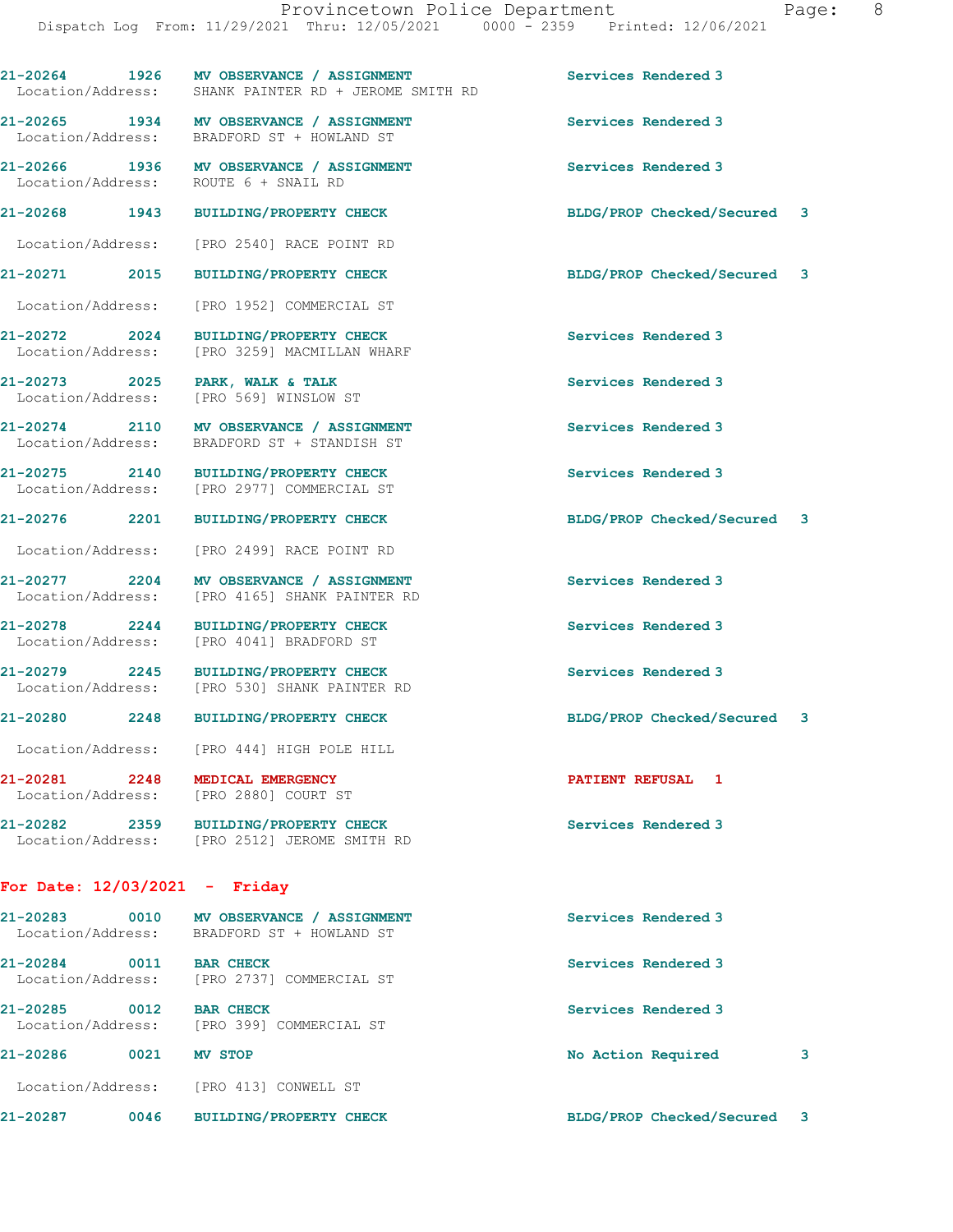21-20264 1926 MV OBSERVANCE / ASSIGNMENT Services Rendered 3
Location/Address: SHANK PAINTER RD + JEROME SMITH RD

21-20265 1934 MV OBSERVANCE / ASSIGNMENT Services Rendered 3
Location/Address: BRADFORD ST + HOWLAND ST

21-20266 1936 MV OBSERVANCE / ASSIGNMENT Services Rendered 3
Location/Address: ROUTE 6 + SNAIL RD

21-20268 1943 BUILDING/PROPERTY CHECK BLDG/PROP Checked/Secured 3
Location/Address: [PRO 2540] RACE POINT RD

21-20271 2015 BUILDING/PROPERTY CHECK BLDG/PROP Checked/Secured 3
Location/Address: [PRO 1952] COMMERCIAL ST

21-20272 2024 BUILDING/PROPERTY CHECK Services Rendered 3
Location/Address: [PRO 3259] MACMILLAN WHARF

21-20273 2025 PARK, WALK & TALK Services Rendered 3
Location/Address: [PRO 569] WINSLOW ST

21-20274 2110 MV OBSERVANCE / ASSIGNMENT Services Rendered 3
Location/Address: BRADFORD ST + STANDISH ST

21-20275 2140 BUILDING/PROPERTY CHECK Services Rendered 3
Location/Address: [PRO 2977] COMMERCIAL ST

21-20276 2201 BUILDING/PROPERTY CHECK BLDG/PROP Checked/Secured 3
Location/Address: [PRO 2499] RACE POINT RD

21-20277 2204 MV OBSERVANCE / ASSIGNMENT Services Rendered 3
Location/Address: [PRO 4165] SHANK PAINTER RD

21-20278 2244 BUILDING/PROPERTY CHECK Services Rendered 3
Location/Address: [PRO 4041] BRADFORD ST

21-20279 2245 BUILDING/PROPERTY CHECK Services Rendered 3
Location/Address: [PRO 530] SHANK PAINTER RD

21-20280 2248 BUILDING/PROPERTY CHECK BLDG/PROP Checked/Secured 3
Location/Address: [PRO 444] HIGH POLE HILL

21-20281 2248 MEDICAL EMERGENCY PATIENT REFUSAL 1
Location/Address: [PRO 2880] COURT ST

21-20282 2359 BUILDING/PROPERTY CHECK Services Rendered 3
Location/Address: [PRO 2512] JEROME SMITH RD

## For Date: 12/03/2021 - Friday

21-20283 0010 MV OBSERVANCE / ASSIGNMENT Services Rendered 3
Location/Address: BRADFORD ST + HOWLAND ST

21-20284 0011 BAR CHECK Services Rendered 3
Location/Address: [PRO 2737] COMMERCIAL ST

21-20285 0012 BAR CHECK Services Rendered 3
Location/Address: [PRO 399] COMMERCIAL ST

21-20286 0021 MV STOP No Action Required 3
Location/Address: [PRO 413] CONWELL ST

21-20287 0046 BUILDING/PROPERTY CHECK BLDG/PROP Checked/Secured 3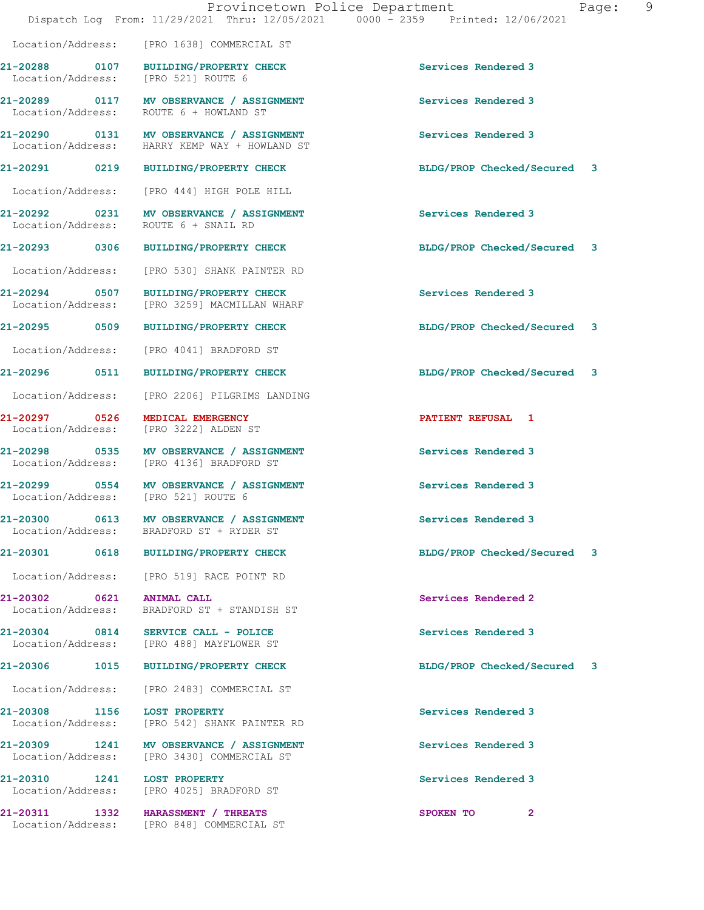Location/Address: [PRO 1638] COMMERCIAL ST

| Call # | Time | Call Reason | Action | Priority |
|---|---|---|---|---|
| 21-20288 | 0107 | BUILDING/PROPERTY CHECK | Services Rendered | 3 |
| Location/Address: | | [PRO 521] ROUTE 6 | | |
| 21-20289 | 0117 | MV OBSERVANCE / ASSIGNMENT | Services Rendered | 3 |
| Location/Address: | | ROUTE 6 + HOWLAND ST | | |
| 21-20290 | 0131 | MV OBSERVANCE / ASSIGNMENT | Services Rendered | 3 |
| Location/Address: | | HARRY KEMP WAY + HOWLAND ST | | |
| 21-20291 | 0219 | BUILDING/PROPERTY CHECK | BLDG/PROP Checked/Secured | 3 |
| Location/Address: | | [PRO 444] HIGH POLE HILL | | |
| 21-20292 | 0231 | MV OBSERVANCE / ASSIGNMENT | Services Rendered | 3 |
| Location/Address: | | ROUTE 6 + SNAIL RD | | |
| 21-20293 | 0306 | BUILDING/PROPERTY CHECK | BLDG/PROP Checked/Secured | 3 |
| Location/Address: | | [PRO 530] SHANK PAINTER RD | | |
| 21-20294 | 0507 | BUILDING/PROPERTY CHECK | Services Rendered | 3 |
| Location/Address: | | [PRO 3259] MACMILLAN WHARF | | |
| 21-20295 | 0509 | BUILDING/PROPERTY CHECK | BLDG/PROP Checked/Secured | 3 |
| Location/Address: | | [PRO 4041] BRADFORD ST | | |
| 21-20296 | 0511 | BUILDING/PROPERTY CHECK | BLDG/PROP Checked/Secured | 3 |
| Location/Address: | | [PRO 2206] PILGRIMS LANDING | | |
| 21-20297 | 0526 | MEDICAL EMERGENCY | PATIENT REFUSAL | 1 |
| Location/Address: | | [PRO 3222] ALDEN ST | | |
| 21-20298 | 0535 | MV OBSERVANCE / ASSIGNMENT | Services Rendered | 3 |
| Location/Address: | | [PRO 4136] BRADFORD ST | | |
| 21-20299 | 0554 | MV OBSERVANCE / ASSIGNMENT | Services Rendered | 3 |
| Location/Address: | | [PRO 521] ROUTE 6 | | |
| 21-20300 | 0613 | MV OBSERVANCE / ASSIGNMENT | Services Rendered | 3 |
| Location/Address: | | BRADFORD ST + RYDER ST | | |
| 21-20301 | 0618 | BUILDING/PROPERTY CHECK | BLDG/PROP Checked/Secured | 3 |
| Location/Address: | | [PRO 519] RACE POINT RD | | |
| 21-20302 | 0621 | ANIMAL CALL | Services Rendered | 2 |
| Location/Address: | | BRADFORD ST + STANDISH ST | | |
| 21-20304 | 0814 | SERVICE CALL - POLICE | Services Rendered | 3 |
| Location/Address: | | [PRO 488] MAYFLOWER ST | | |
| 21-20306 | 1015 | BUILDING/PROPERTY CHECK | BLDG/PROP Checked/Secured | 3 |
| Location/Address: | | [PRO 2483] COMMERCIAL ST | | |
| 21-20308 | 1156 | LOST PROPERTY | Services Rendered | 3 |
| Location/Address: | | [PRO 542] SHANK PAINTER RD | | |
| 21-20309 | 1241 | MV OBSERVANCE / ASSIGNMENT | Services Rendered | 3 |
| Location/Address: | | [PRO 3430] COMMERCIAL ST | | |
| 21-20310 | 1241 | LOST PROPERTY | Services Rendered | 3 |
| Location/Address: | | [PRO 4025] BRADFORD ST | | |
| 21-20311 | 1332 | HARASSMENT / THREATS | SPOKEN TO | 2 |
| Location/Address: | | [PRO 848] COMMERCIAL ST | | |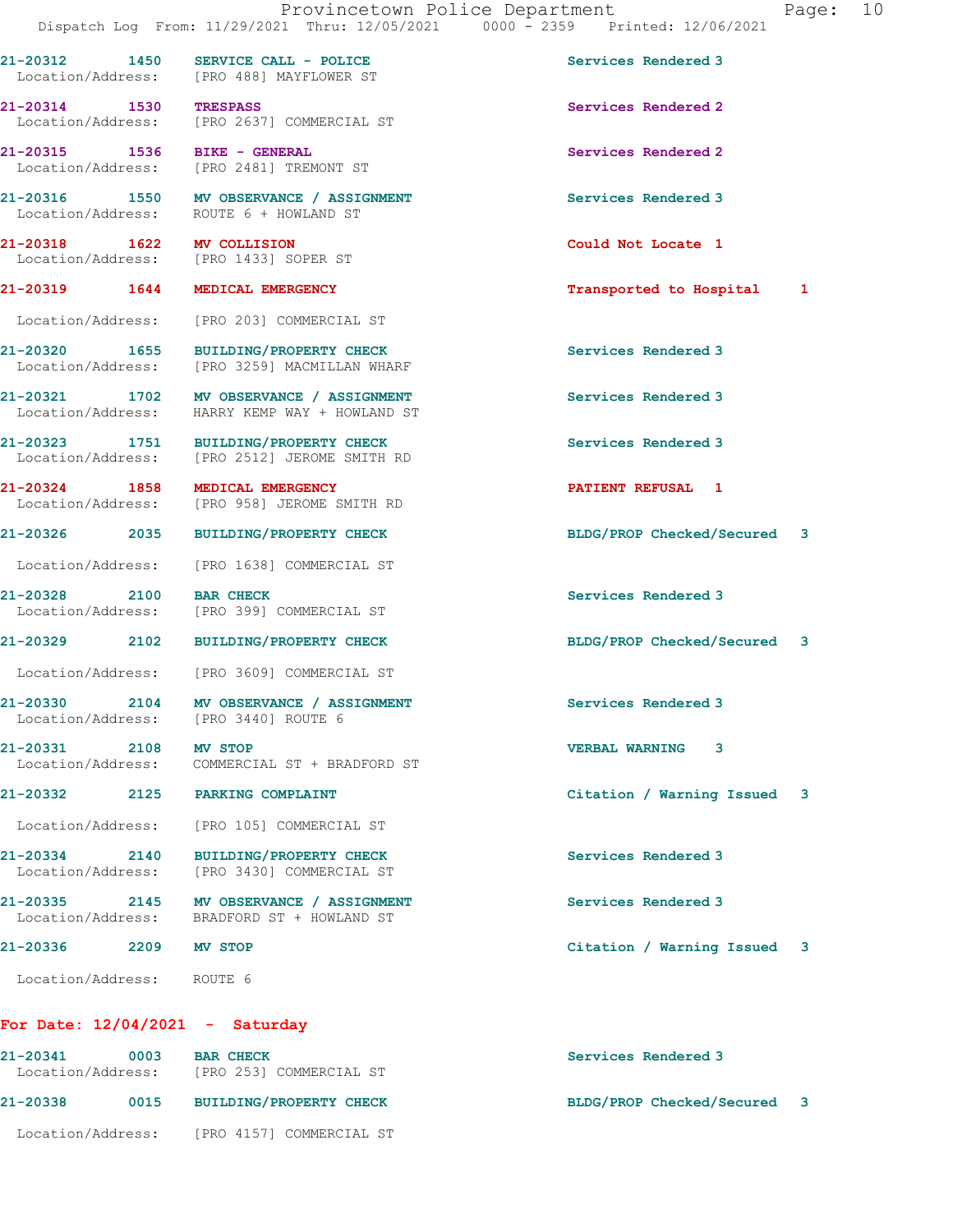| Call # | Time | Call Reason | Action | Priority |
|---|---|---|---|---|
| 21-20312 | 1450 | SERVICE CALL - POLICE | Services Rendered | 3 |
| Location/Address: | | [PRO 488] MAYFLOWER ST | | |
| 21-20314 | 1530 | TRESPASS | Services Rendered | 2 |
| Location/Address: | | [PRO 2637] COMMERCIAL ST | | |
| 21-20315 | 1536 | BIKE - GENERAL | Services Rendered | 2 |
| Location/Address: | | [PRO 2481] TREMONT ST | | |
| 21-20316 | 1550 | MV OBSERVANCE / ASSIGNMENT | Services Rendered | 3 |
| Location/Address: | | ROUTE 6 + HOWLAND ST | | |
| 21-20318 | 1622 | MV COLLISION | Could Not Locate | 1 |
| Location/Address: | | [PRO 1433] SOPER ST | | |
| 21-20319 | 1644 | MEDICAL EMERGENCY | Transported to Hospital | 1 |
| Location/Address: | | [PRO 203] COMMERCIAL ST | | |
| 21-20320 | 1655 | BUILDING/PROPERTY CHECK | Services Rendered | 3 |
| Location/Address: | | [PRO 3259] MACMILLAN WHARF | | |
| 21-20321 | 1702 | MV OBSERVANCE / ASSIGNMENT | Services Rendered | 3 |
| Location/Address: | | HARRY KEMP WAY + HOWLAND ST | | |
| 21-20323 | 1751 | BUILDING/PROPERTY CHECK | Services Rendered | 3 |
| Location/Address: | | [PRO 2512] JEROME SMITH RD | | |
| 21-20324 | 1858 | MEDICAL EMERGENCY | PATIENT REFUSAL | 1 |
| Location/Address: | | [PRO 958] JEROME SMITH RD | | |
| 21-20326 | 2035 | BUILDING/PROPERTY CHECK | BLDG/PROP Checked/Secured | 3 |
| Location/Address: | | [PRO 1638] COMMERCIAL ST | | |
| 21-20328 | 2100 | BAR CHECK | Services Rendered | 3 |
| Location/Address: | | [PRO 399] COMMERCIAL ST | | |
| 21-20329 | 2102 | BUILDING/PROPERTY CHECK | BLDG/PROP Checked/Secured | 3 |
| Location/Address: | | [PRO 3609] COMMERCIAL ST | | |
| 21-20330 | 2104 | MV OBSERVANCE / ASSIGNMENT | Services Rendered | 3 |
| Location/Address: | | [PRO 3440] ROUTE 6 | | |
| 21-20331 | 2108 | MV STOP | VERBAL WARNING | 3 |
| Location/Address: | | COMMERCIAL ST + BRADFORD ST | | |
| 21-20332 | 2125 | PARKING COMPLAINT | Citation / Warning Issued | 3 |
| Location/Address: | | [PRO 105] COMMERCIAL ST | | |
| 21-20334 | 2140 | BUILDING/PROPERTY CHECK | Services Rendered | 3 |
| Location/Address: | | [PRO 3430] COMMERCIAL ST | | |
| 21-20335 | 2145 | MV OBSERVANCE / ASSIGNMENT | Services Rendered | 3 |
| Location/Address: | | BRADFORD ST + HOWLAND ST | | |
| 21-20336 | 2209 | MV STOP | Citation / Warning Issued | 3 |
| Location/Address: | | ROUTE 6 | | |

## For Date: 12/04/2021 - Saturday

| Call # | Time | Call Reason | Action | Priority |
|---|---|---|---|---|
| 21-20341 | 0003 | BAR CHECK | Services Rendered | 3 |
| Location/Address: | | [PRO 253] COMMERCIAL ST | | |
| 21-20338 | 0015 | BUILDING/PROPERTY CHECK | BLDG/PROP Checked/Secured | 3 |
| Location/Address: | | [PRO 4157] COMMERCIAL ST | | |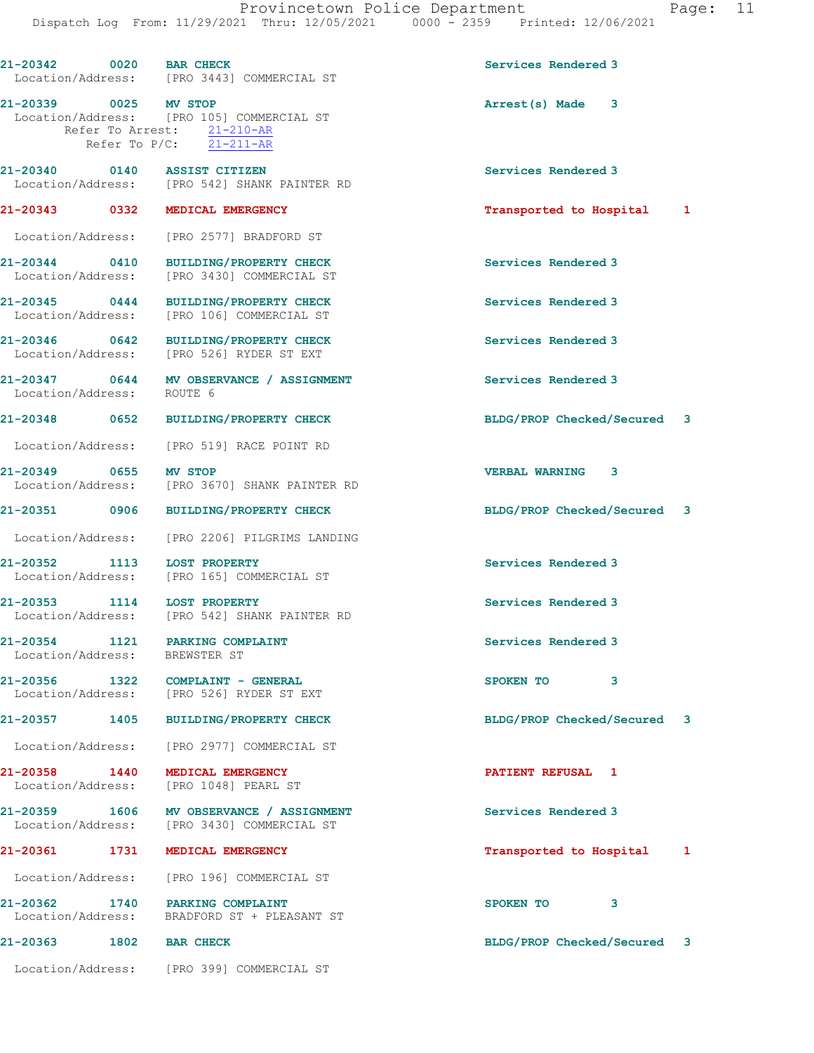21-20342 0020 BAR CHECK Services Rendered 3
Location/Address: [PRO 3443] COMMERCIAL ST

21-20339 0025 MV STOP Arrest(s) Made 3
Location/Address: [PRO 105] COMMERCIAL ST
Refer To Arrest: 21-210-AR
Refer To P/C: 21-211-AR

21-20340 0140 ASSIST CITIZEN Services Rendered 3
Location/Address: [PRO 542] SHANK PAINTER RD

21-20343 0332 MEDICAL EMERGENCY Transported to Hospital 1
Location/Address: [PRO 2577] BRADFORD ST

21-20344 0410 BUILDING/PROPERTY CHECK Services Rendered 3
Location/Address: [PRO 3430] COMMERCIAL ST

21-20345 0444 BUILDING/PROPERTY CHECK Services Rendered 3
Location/Address: [PRO 106] COMMERCIAL ST

21-20346 0642 BUILDING/PROPERTY CHECK Services Rendered 3
Location/Address: [PRO 526] RYDER ST EXT

21-20347 0644 MV OBSERVANCE / ASSIGNMENT Services Rendered 3
Location/Address: ROUTE 6

21-20348 0652 BUILDING/PROPERTY CHECK BLDG/PROP Checked/Secured 3
Location/Address: [PRO 519] RACE POINT RD

21-20349 0655 MV STOP VERBAL WARNING 3
Location/Address: [PRO 3670] SHANK PAINTER RD

21-20351 0906 BUILDING/PROPERTY CHECK BLDG/PROP Checked/Secured 3
Location/Address: [PRO 2206] PILGRIMS LANDING

21-20352 1113 LOST PROPERTY Services Rendered 3
Location/Address: [PRO 165] COMMERCIAL ST

21-20353 1114 LOST PROPERTY Services Rendered 3
Location/Address: [PRO 542] SHANK PAINTER RD

21-20354 1121 PARKING COMPLAINT Services Rendered 3
Location/Address: BREWSTER ST

21-20356 1322 COMPLAINT - GENERAL SPOKEN TO 3
Location/Address: [PRO 526] RYDER ST EXT

21-20357 1405 BUILDING/PROPERTY CHECK BLDG/PROP Checked/Secured 3
Location/Address: [PRO 2977] COMMERCIAL ST

21-20358 1440 MEDICAL EMERGENCY PATIENT REFUSAL 1
Location/Address: [PRO 1048] PEARL ST

21-20359 1606 MV OBSERVANCE / ASSIGNMENT Services Rendered 3
Location/Address: [PRO 3430] COMMERCIAL ST

21-20361 1731 MEDICAL EMERGENCY Transported to Hospital 1
Location/Address: [PRO 196] COMMERCIAL ST

21-20362 1740 PARKING COMPLAINT SPOKEN TO 3
Location/Address: BRADFORD ST + PLEASANT ST

21-20363 1802 BAR CHECK BLDG/PROP Checked/Secured 3
Location/Address: [PRO 399] COMMERCIAL ST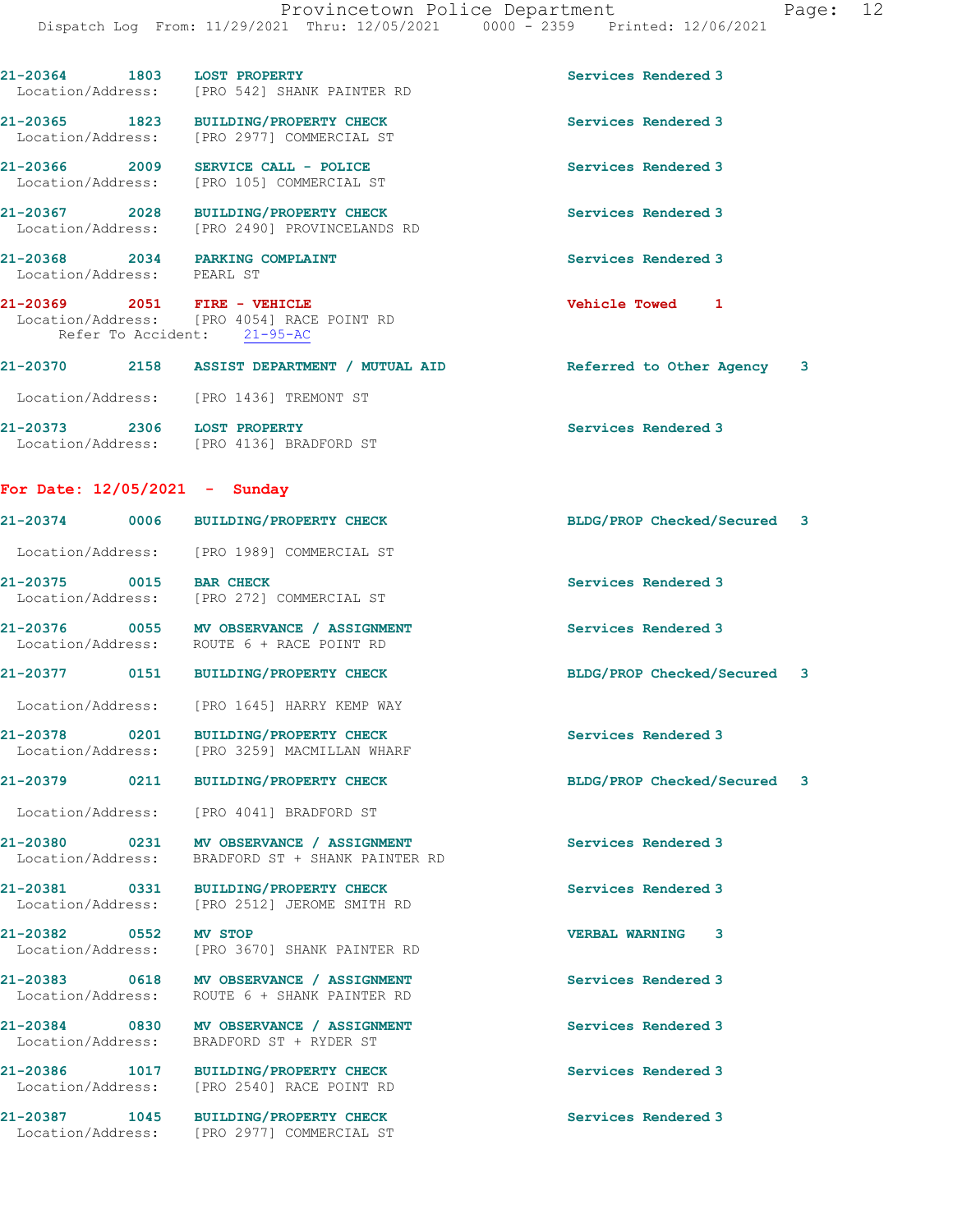**21-20364** 1803 **LOST PROPERTY** Services Rendered 3
Location/Address: [PRO 542] SHANK PAINTER RD

**21-20365** 1823 **BUILDING/PROPERTY CHECK** Services Rendered 3
Location/Address: [PRO 2977] COMMERCIAL ST

**21-20366** 2009 **SERVICE CALL - POLICE** Services Rendered 3
Location/Address: [PRO 105] COMMERCIAL ST

**21-20367** 2028 **BUILDING/PROPERTY CHECK** Services Rendered 3
Location/Address: [PRO 2490] PROVINCELANDS RD

**21-20368** 2034 **PARKING COMPLAINT** Services Rendered 3
Location/Address: PEARL ST

**21-20369** 2051 **FIRE - VEHICLE** Vehicle Towed 1
Location/Address: [PRO 4054] RACE POINT RD
Refer To Accident: 21-95-AC

**21-20370** 2158 **ASSIST DEPARTMENT / MUTUAL AID** Referred to Other Agency 3
Location/Address: [PRO 1436] TREMONT ST

**21-20373** 2306 **LOST PROPERTY** Services Rendered 3
Location/Address: [PRO 4136] BRADFORD ST

## For Date: 12/05/2021 - Sunday

**21-20374** 0006 **BUILDING/PROPERTY CHECK** BLDG/PROP Checked/Secured 3
Location/Address: [PRO 1989] COMMERCIAL ST

**21-20375** 0015 **BAR CHECK** Services Rendered 3
Location/Address: [PRO 272] COMMERCIAL ST

**21-20376** 0055 **MV OBSERVANCE / ASSIGNMENT** Services Rendered 3
Location/Address: ROUTE 6 + RACE POINT RD

**21-20377** 0151 **BUILDING/PROPERTY CHECK** BLDG/PROP Checked/Secured 3
Location/Address: [PRO 1645] HARRY KEMP WAY

**21-20378** 0201 **BUILDING/PROPERTY CHECK** Services Rendered 3
Location/Address: [PRO 3259] MACMILLAN WHARF

**21-20379** 0211 **BUILDING/PROPERTY CHECK** BLDG/PROP Checked/Secured 3
Location/Address: [PRO 4041] BRADFORD ST

**21-20380** 0231 **MV OBSERVANCE / ASSIGNMENT** Services Rendered 3
Location/Address: BRADFORD ST + SHANK PAINTER RD

**21-20381** 0331 **BUILDING/PROPERTY CHECK** Services Rendered 3
Location/Address: [PRO 2512] JEROME SMITH RD

**21-20382** 0552 **MV STOP** VERBAL WARNING 3
Location/Address: [PRO 3670] SHANK PAINTER RD

**21-20383** 0618 **MV OBSERVANCE / ASSIGNMENT** Services Rendered 3
Location/Address: ROUTE 6 + SHANK PAINTER RD

**21-20384** 0830 **MV OBSERVANCE / ASSIGNMENT** Services Rendered 3
Location/Address: BRADFORD ST + RYDER ST

**21-20386** 1017 **BUILDING/PROPERTY CHECK** Services Rendered 3
Location/Address: [PRO 2540] RACE POINT RD

**21-20387** 1045 **BUILDING/PROPERTY CHECK** Services Rendered 3
Location/Address: [PRO 2977] COMMERCIAL ST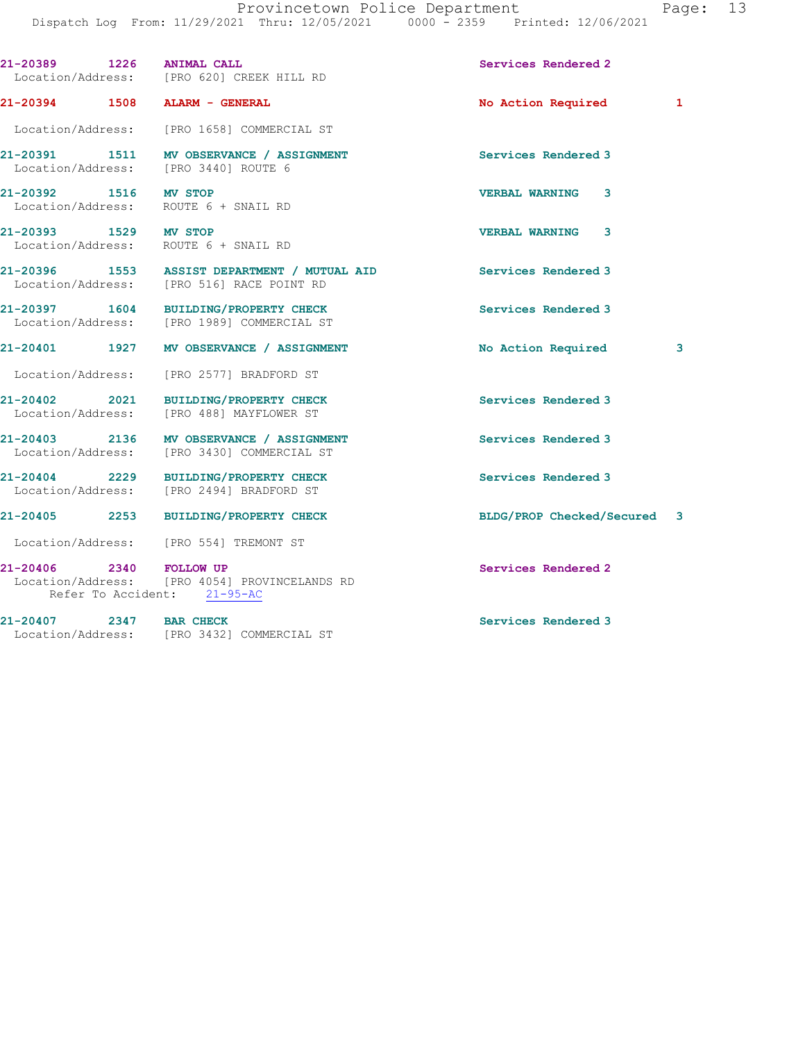21-20389 1226 **ANIMAL CALL** Services Rendered 2
Location/Address: [PRO 620] CREEK HILL RD

21-20394 1508 **ALARM - GENERAL** No Action Required 1
Location/Address: [PRO 1658] COMMERCIAL ST

21-20391 1511 **MV OBSERVANCE / ASSIGNMENT** Services Rendered 3
Location/Address: [PRO 3440] ROUTE 6

21-20392 1516 **MV STOP** VERBAL WARNING 3
Location/Address: ROUTE 6 + SNAIL RD

21-20393 1529 **MV STOP** VERBAL WARNING 3
Location/Address: ROUTE 6 + SNAIL RD

21-20396 1553 **ASSIST DEPARTMENT / MUTUAL AID** Services Rendered 3
Location/Address: [PRO 516] RACE POINT RD

21-20397 1604 **BUILDING/PROPERTY CHECK** Services Rendered 3
Location/Address: [PRO 1989] COMMERCIAL ST

21-20401 1927 **MV OBSERVANCE / ASSIGNMENT** No Action Required 3
Location/Address: [PRO 2577] BRADFORD ST

21-20402 2021 **BUILDING/PROPERTY CHECK** Services Rendered 3
Location/Address: [PRO 488] MAYFLOWER ST

21-20403 2136 **MV OBSERVANCE / ASSIGNMENT** Services Rendered 3
Location/Address: [PRO 3430] COMMERCIAL ST

21-20404 2229 **BUILDING/PROPERTY CHECK** Services Rendered 3
Location/Address: [PRO 2494] BRADFORD ST

21-20405 2253 **BUILDING/PROPERTY CHECK** BLDG/PROP Checked/Secured 3
Location/Address: [PRO 554] TREMONT ST

21-20406 2340 **FOLLOW UP** Services Rendered 2
Location/Address: [PRO 4054] PROVINCELANDS RD
Refer To Accident: 21-95-AC

21-20407 2347 **BAR CHECK** Services Rendered 3
Location/Address: [PRO 3432] COMMERCIAL ST